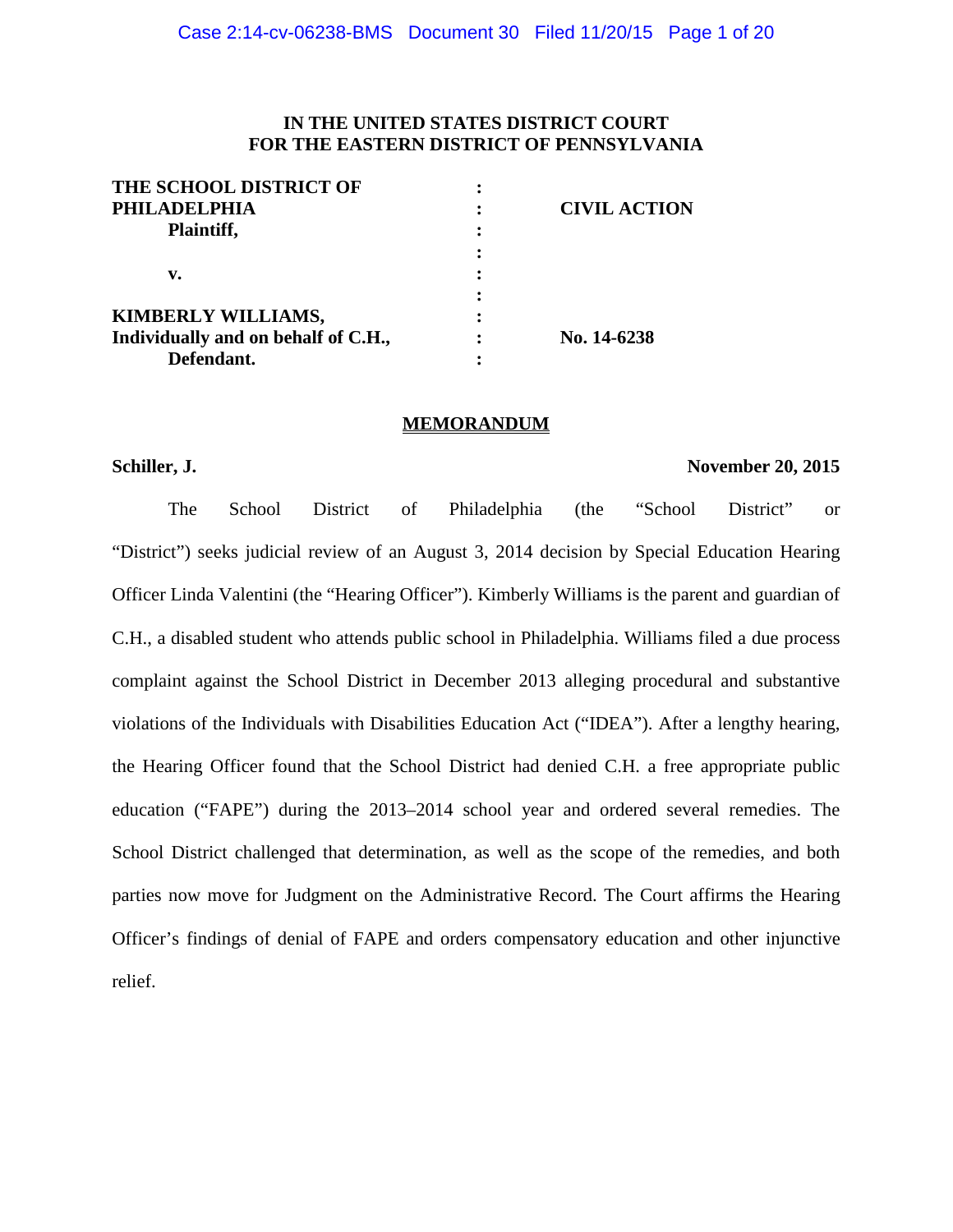**IN THE UNITED STATES DISTRICT COURT**
**FOR THE EASTERN DISTRICT OF PENNSYLVANIA**

| | | |
|---|---|---|
| **THE SCHOOL DISTRICT OF PHILADELPHIA** | : | **CIVIL ACTION** |
| **Plaintiff,** | : | |
| | : | |
| **v.** | : | |
| | : | |
| **KIMBERLY WILLIAMS,** | : | |
| **Individually and on behalf of C.H.,** | : | **No. 14-6238** |
| **Defendant.** | : | |

**MEMORANDUM**

**Schiller, J.** **November 20, 2015**

The School District of Philadelphia (the "School District" or "District") seeks judicial review of an August 3, 2014 decision by Special Education Hearing Officer Linda Valentini (the "Hearing Officer"). Kimberly Williams is the parent and guardian of C.H., a disabled student who attends public school in Philadelphia. Williams filed a due process complaint against the School District in December 2013 alleging procedural and substantive violations of the Individuals with Disabilities Education Act ("IDEA"). After a lengthy hearing, the Hearing Officer found that the School District had denied C.H. a free appropriate public education ("FAPE") during the 2013–2014 school year and ordered several remedies. The School District challenged that determination, as well as the scope of the remedies, and both parties now move for Judgment on the Administrative Record. The Court affirms the Hearing Officer's findings of denial of FAPE and orders compensatory education and other injunctive relief.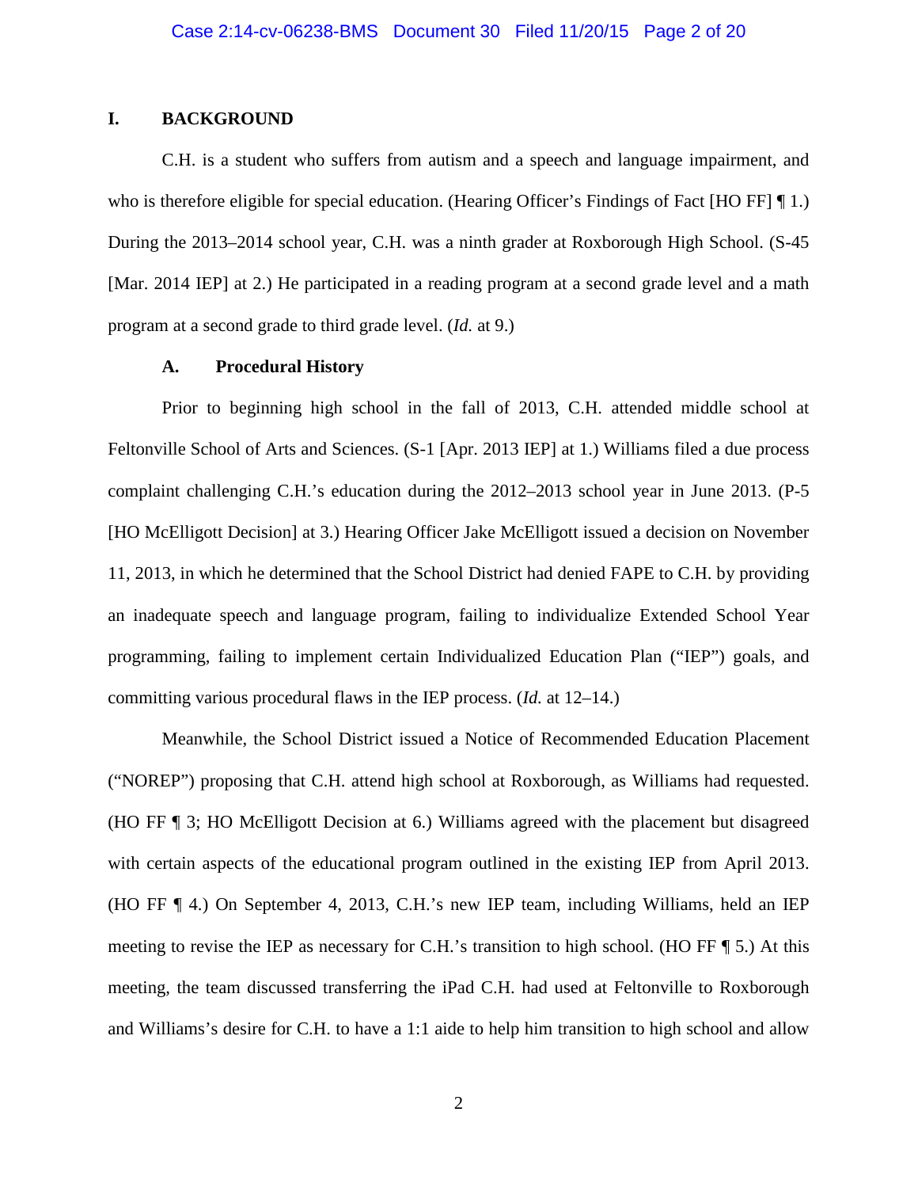## I. BACKGROUND

C.H. is a student who suffers from autism and a speech and language impairment, and who is therefore eligible for special education. (Hearing Officer's Findings of Fact [HO FF] ¶ 1.) During the 2013–2014 school year, C.H. was a ninth grader at Roxborough High School. (S-45 [Mar. 2014 IEP] at 2.) He participated in a reading program at a second grade level and a math program at a second grade to third grade level. (*Id.* at 9.)

### A. Procedural History

Prior to beginning high school in the fall of 2013, C.H. attended middle school at Feltonville School of Arts and Sciences. (S-1 [Apr. 2013 IEP] at 1.) Williams filed a due process complaint challenging C.H.'s education during the 2012–2013 school year in June 2013. (P-5 [HO McElligott Decision] at 3.) Hearing Officer Jake McElligott issued a decision on November 11, 2013, in which he determined that the School District had denied FAPE to C.H. by providing an inadequate speech and language program, failing to individualize Extended School Year programming, failing to implement certain Individualized Education Plan ("IEP") goals, and committing various procedural flaws in the IEP process. (*Id.* at 12–14.)

Meanwhile, the School District issued a Notice of Recommended Education Placement ("NOREP") proposing that C.H. attend high school at Roxborough, as Williams had requested. (HO FF ¶ 3; HO McElligott Decision at 6.) Williams agreed with the placement but disagreed with certain aspects of the educational program outlined in the existing IEP from April 2013. (HO FF ¶ 4.) On September 4, 2013, C.H.'s new IEP team, including Williams, held an IEP meeting to revise the IEP as necessary for C.H.'s transition to high school. (HO FF ¶ 5.) At this meeting, the team discussed transferring the iPad C.H. had used at Feltonville to Roxborough and Williams's desire for C.H. to have a 1:1 aide to help him transition to high school and allow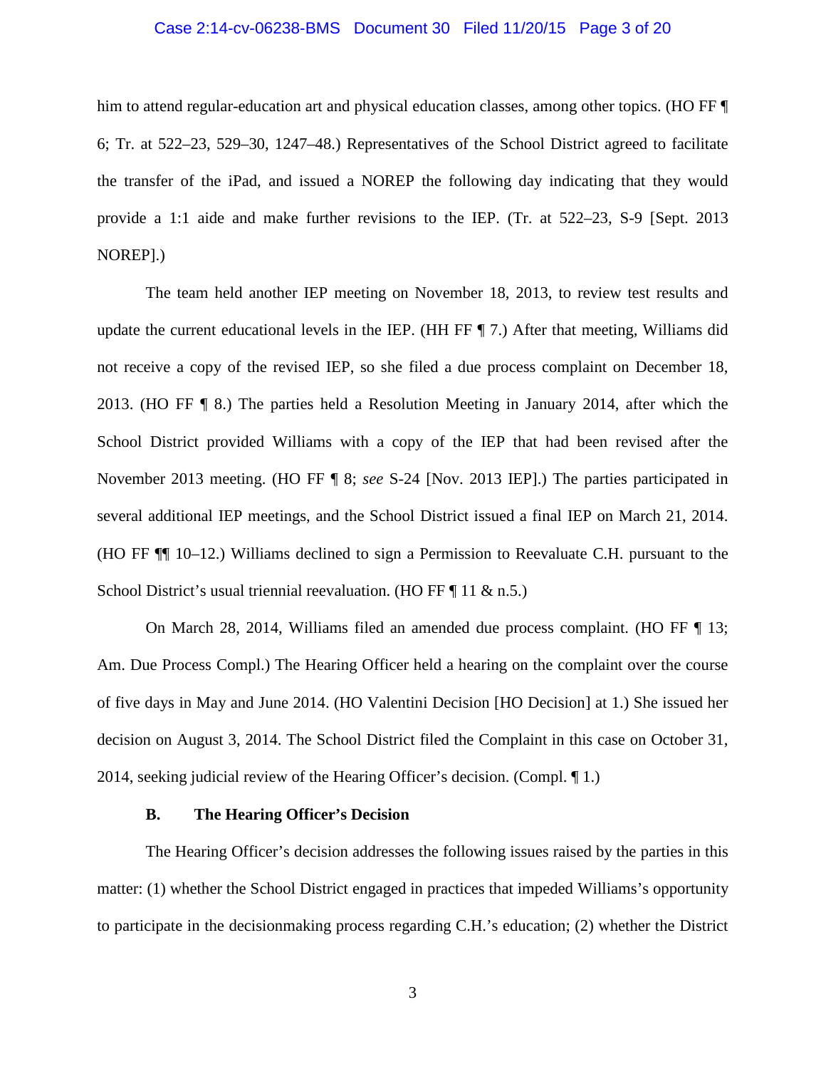him to attend regular-education art and physical education classes, among other topics. (HO FF ¶ 6; Tr. at 522–23, 529–30, 1247–48.) Representatives of the School District agreed to facilitate the transfer of the iPad, and issued a NOREP the following day indicating that they would provide a 1:1 aide and make further revisions to the IEP. (Tr. at 522–23, S-9 [Sept. 2013 NOREP].)

The team held another IEP meeting on November 18, 2013, to review test results and update the current educational levels in the IEP. (HH FF ¶ 7.) After that meeting, Williams did not receive a copy of the revised IEP, so she filed a due process complaint on December 18, 2013. (HO FF ¶ 8.) The parties held a Resolution Meeting in January 2014, after which the School District provided Williams with a copy of the IEP that had been revised after the November 2013 meeting. (HO FF ¶ 8; *see* S-24 [Nov. 2013 IEP].) The parties participated in several additional IEP meetings, and the School District issued a final IEP on March 21, 2014. (HO FF ¶¶ 10–12.) Williams declined to sign a Permission to Reevaluate C.H. pursuant to the School District's usual triennial reevaluation. (HO FF ¶ 11 & n.5.)

On March 28, 2014, Williams filed an amended due process complaint. (HO FF ¶ 13; Am. Due Process Compl.) The Hearing Officer held a hearing on the complaint over the course of five days in May and June 2014. (HO Valentini Decision [HO Decision] at 1.) She issued her decision on August 3, 2014. The School District filed the Complaint in this case on October 31, 2014, seeking judicial review of the Hearing Officer's decision. (Compl. ¶ 1.)

### B. The Hearing Officer's Decision

The Hearing Officer's decision addresses the following issues raised by the parties in this matter: (1) whether the School District engaged in practices that impeded Williams's opportunity to participate in the decisionmaking process regarding C.H.'s education; (2) whether the District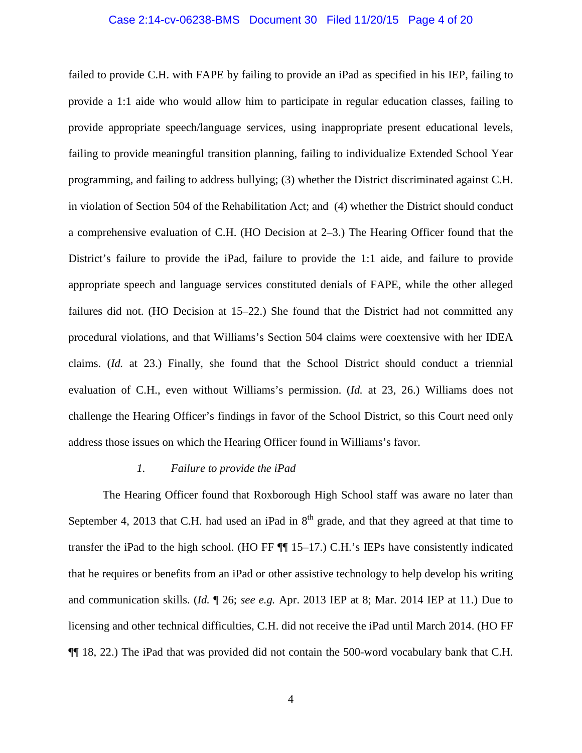failed to provide C.H. with FAPE by failing to provide an iPad as specified in his IEP, failing to provide a 1:1 aide who would allow him to participate in regular education classes, failing to provide appropriate speech/language services, using inappropriate present educational levels, failing to provide meaningful transition planning, failing to individualize Extended School Year programming, and failing to address bullying; (3) whether the District discriminated against C.H. in violation of Section 504 of the Rehabilitation Act; and (4) whether the District should conduct a comprehensive evaluation of C.H. (HO Decision at 2–3.) The Hearing Officer found that the District's failure to provide the iPad, failure to provide the 1:1 aide, and failure to provide appropriate speech and language services constituted denials of FAPE, while the other alleged failures did not. (HO Decision at 15–22.) She found that the District had not committed any procedural violations, and that Williams's Section 504 claims were coextensive with her IDEA claims. (*Id.* at 23.) Finally, she found that the School District should conduct a triennial evaluation of C.H., even without Williams's permission. (*Id.* at 23, 26.) Williams does not challenge the Hearing Officer's findings in favor of the School District, so this Court need only address those issues on which the Hearing Officer found in Williams's favor.

### *1. Failure to provide the iPad*

The Hearing Officer found that Roxborough High School staff was aware no later than September 4, 2013 that C.H. had used an iPad in 8th grade, and that they agreed at that time to transfer the iPad to the high school. (HO FF ¶¶ 15–17.) C.H.'s IEPs have consistently indicated that he requires or benefits from an iPad or other assistive technology to help develop his writing and communication skills. (*Id.* ¶ 26; *see e.g.* Apr. 2013 IEP at 8; Mar. 2014 IEP at 11.) Due to licensing and other technical difficulties, C.H. did not receive the iPad until March 2014. (HO FF ¶¶ 18, 22.) The iPad that was provided did not contain the 500-word vocabulary bank that C.H.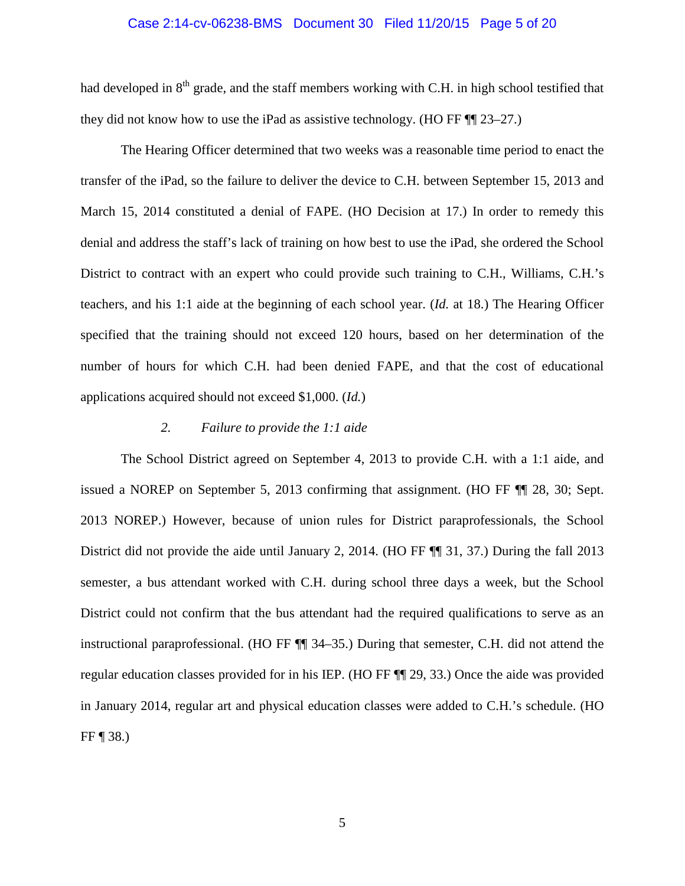had developed in 8th grade, and the staff members working with C.H. in high school testified that they did not know how to use the iPad as assistive technology. (HO FF ¶¶ 23–27.)

The Hearing Officer determined that two weeks was a reasonable time period to enact the transfer of the iPad, so the failure to deliver the device to C.H. between September 15, 2013 and March 15, 2014 constituted a denial of FAPE. (HO Decision at 17.) In order to remedy this denial and address the staff's lack of training on how best to use the iPad, she ordered the School District to contract with an expert who could provide such training to C.H., Williams, C.H.'s teachers, and his 1:1 aide at the beginning of each school year. (*Id.* at 18.) The Hearing Officer specified that the training should not exceed 120 hours, based on her determination of the number of hours for which C.H. had been denied FAPE, and that the cost of educational applications acquired should not exceed $1,000. (*Id.*)

*2. Failure to provide the 1:1 aide*

The School District agreed on September 4, 2013 to provide C.H. with a 1:1 aide, and issued a NOREP on September 5, 2013 confirming that assignment. (HO FF ¶¶ 28, 30; Sept. 2013 NOREP.) However, because of union rules for District paraprofessionals, the School District did not provide the aide until January 2, 2014. (HO FF ¶¶ 31, 37.) During the fall 2013 semester, a bus attendant worked with C.H. during school three days a week, but the School District could not confirm that the bus attendant had the required qualifications to serve as an instructional paraprofessional. (HO FF ¶¶ 34–35.) During that semester, C.H. did not attend the regular education classes provided for in his IEP. (HO FF ¶¶ 29, 33.) Once the aide was provided in January 2014, regular art and physical education classes were added to C.H.'s schedule. (HO FF ¶ 38.)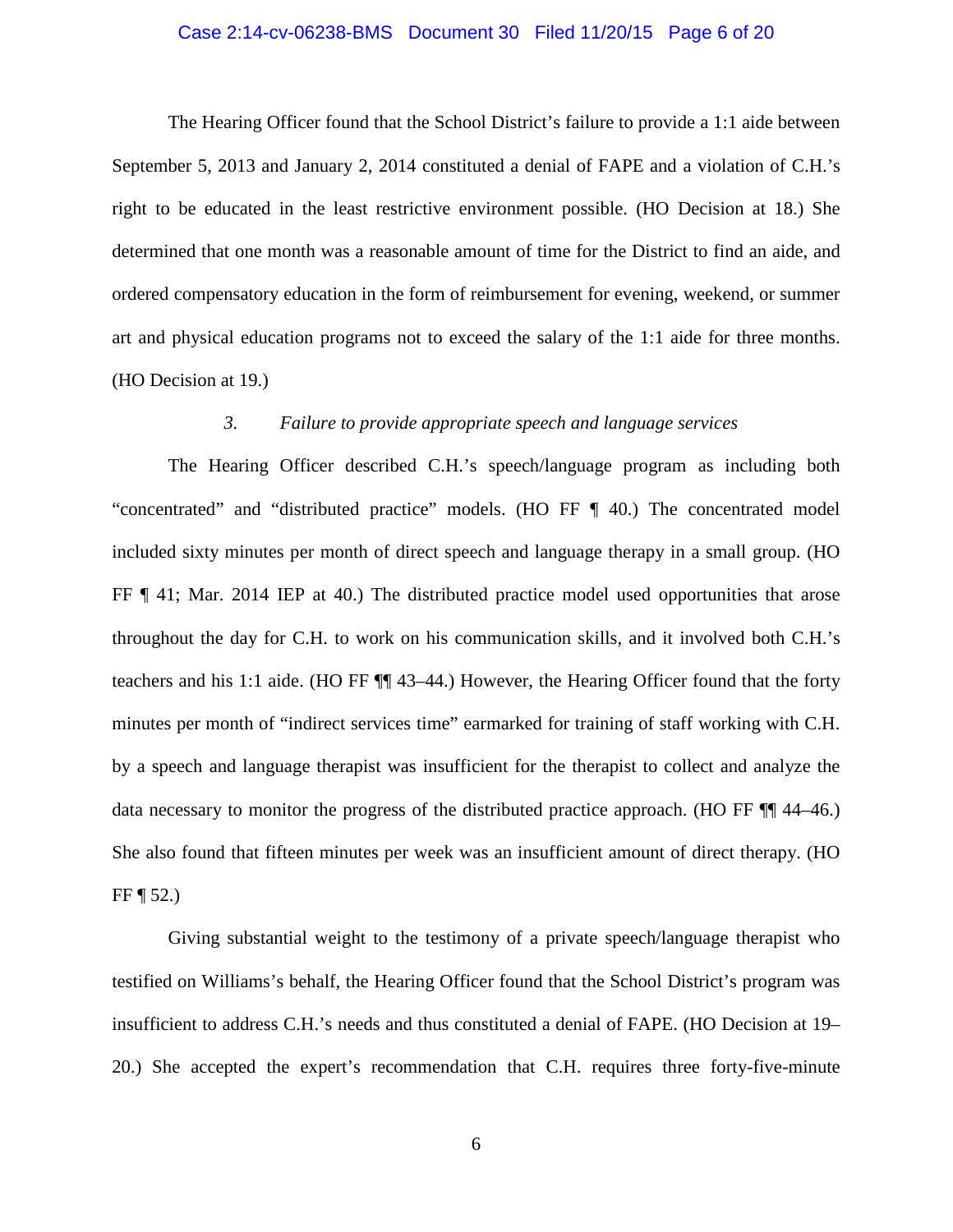The Hearing Officer found that the School District's failure to provide a 1:1 aide between September 5, 2013 and January 2, 2014 constituted a denial of FAPE and a violation of C.H.'s right to be educated in the least restrictive environment possible. (HO Decision at 18.) She determined that one month was a reasonable amount of time for the District to find an aide, and ordered compensatory education in the form of reimbursement for evening, weekend, or summer art and physical education programs not to exceed the salary of the 1:1 aide for three months. (HO Decision at 19.)

### *3. Failure to provide appropriate speech and language services*

The Hearing Officer described C.H.'s speech/language program as including both "concentrated" and "distributed practice" models. (HO FF ¶ 40.) The concentrated model included sixty minutes per month of direct speech and language therapy in a small group. (HO FF ¶ 41; Mar. 2014 IEP at 40.) The distributed practice model used opportunities that arose throughout the day for C.H. to work on his communication skills, and it involved both C.H.'s teachers and his 1:1 aide. (HO FF ¶¶ 43–44.) However, the Hearing Officer found that the forty minutes per month of "indirect services time" earmarked for training of staff working with C.H. by a speech and language therapist was insufficient for the therapist to collect and analyze the data necessary to monitor the progress of the distributed practice approach. (HO FF ¶¶ 44–46.) She also found that fifteen minutes per week was an insufficient amount of direct therapy. (HO FF ¶ 52.)

Giving substantial weight to the testimony of a private speech/language therapist who testified on Williams's behalf, the Hearing Officer found that the School District's program was insufficient to address C.H.'s needs and thus constituted a denial of FAPE. (HO Decision at 19–20.) She accepted the expert's recommendation that C.H. requires three forty-five-minute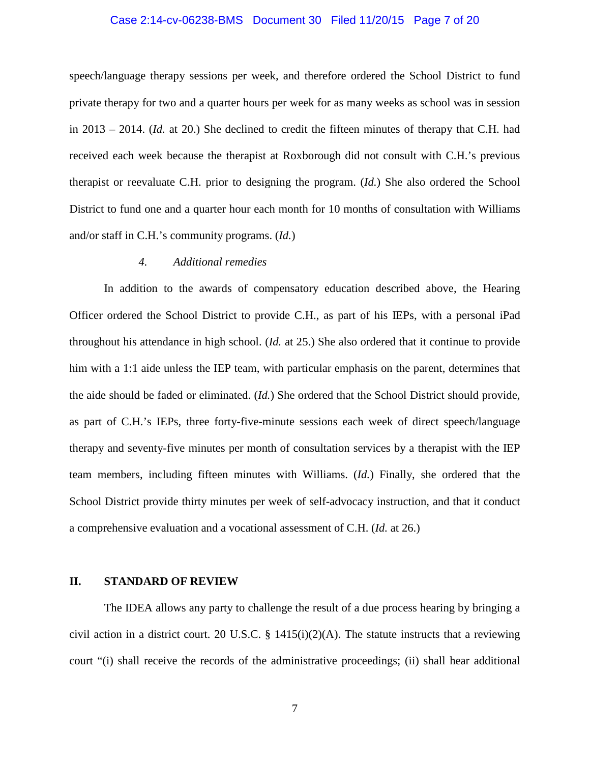speech/language therapy sessions per week, and therefore ordered the School District to fund private therapy for two and a quarter hours per week for as many weeks as school was in session in 2013 – 2014. (*Id.* at 20.) She declined to credit the fifteen minutes of therapy that C.H. had received each week because the therapist at Roxborough did not consult with C.H.'s previous therapist or reevaluate C.H. prior to designing the program. (*Id.*) She also ordered the School District to fund one and a quarter hour each month for 10 months of consultation with Williams and/or staff in C.H.'s community programs. (*Id.*)

#### *4. Additional remedies*

In addition to the awards of compensatory education described above, the Hearing Officer ordered the School District to provide C.H., as part of his IEPs, with a personal iPad throughout his attendance in high school. (*Id.* at 25.) She also ordered that it continue to provide him with a 1:1 aide unless the IEP team, with particular emphasis on the parent, determines that the aide should be faded or eliminated. (*Id.*) She ordered that the School District should provide, as part of C.H.'s IEPs, three forty-five-minute sessions each week of direct speech/language therapy and seventy-five minutes per month of consultation services by a therapist with the IEP team members, including fifteen minutes with Williams. (*Id.*) Finally, she ordered that the School District provide thirty minutes per week of self-advocacy instruction, and that it conduct a comprehensive evaluation and a vocational assessment of C.H. (*Id.* at 26.)

## II. STANDARD OF REVIEW

The IDEA allows any party to challenge the result of a due process hearing by bringing a civil action in a district court. 20 U.S.C. § 1415(i)(2)(A). The statute instructs that a reviewing court "(i) shall receive the records of the administrative proceedings; (ii) shall hear additional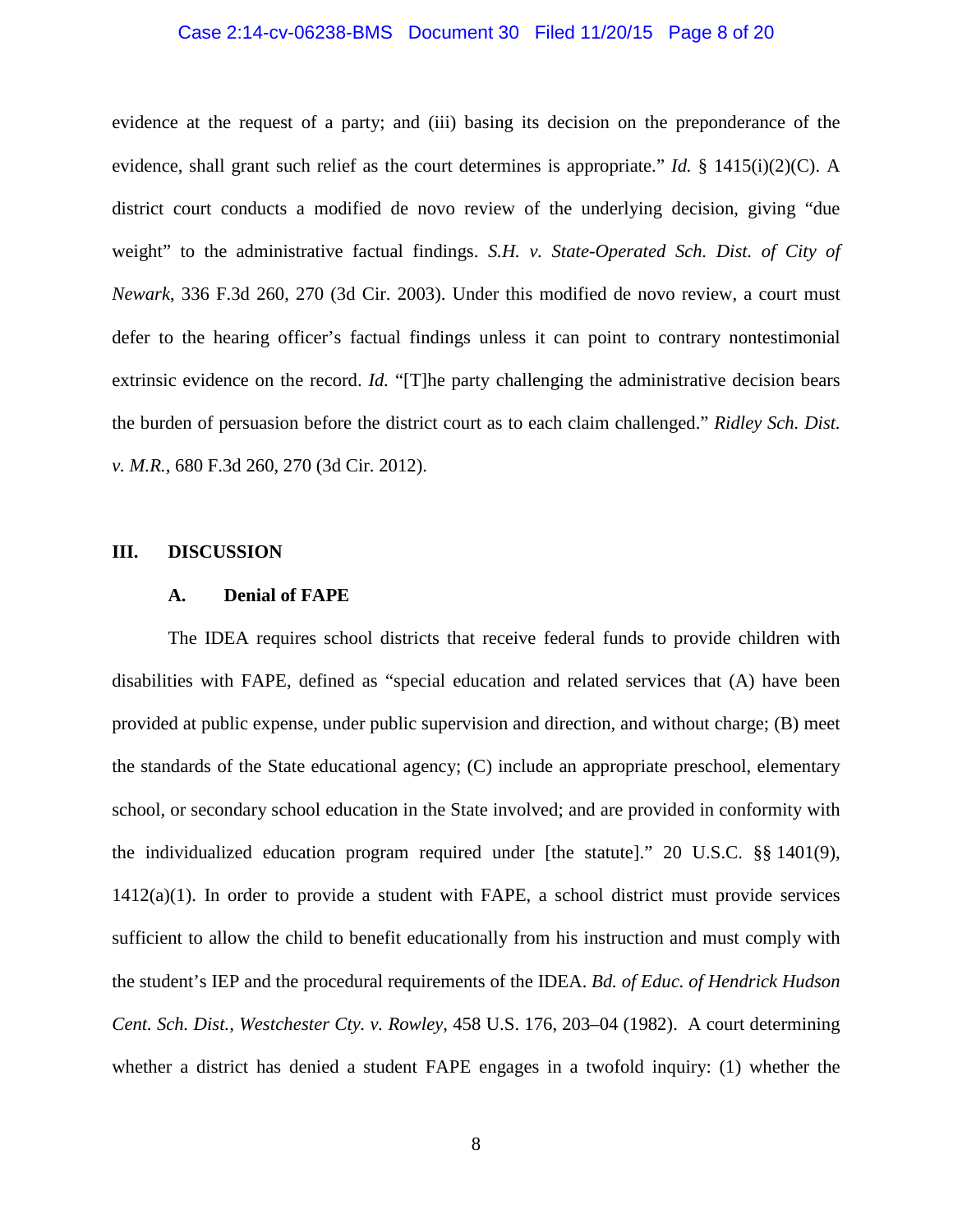evidence at the request of a party; and (iii) basing its decision on the preponderance of the evidence, shall grant such relief as the court determines is appropriate." *Id.* § 1415(i)(2)(C). A district court conducts a modified de novo review of the underlying decision, giving "due weight" to the administrative factual findings. *S.H. v. State-Operated Sch. Dist. of City of Newark*, 336 F.3d 260, 270 (3d Cir. 2003). Under this modified de novo review, a court must defer to the hearing officer's factual findings unless it can point to contrary nontestimonial extrinsic evidence on the record. *Id.* "[T]he party challenging the administrative decision bears the burden of persuasion before the district court as to each claim challenged." *Ridley Sch. Dist. v. M.R.*, 680 F.3d 260, 270 (3d Cir. 2012).

## III. DISCUSSION

### A. Denial of FAPE

The IDEA requires school districts that receive federal funds to provide children with disabilities with FAPE, defined as "special education and related services that (A) have been provided at public expense, under public supervision and direction, and without charge; (B) meet the standards of the State educational agency; (C) include an appropriate preschool, elementary school, or secondary school education in the State involved; and are provided in conformity with the individualized education program required under [the statute]." 20 U.S.C. §§ 1401(9), 1412(a)(1). In order to provide a student with FAPE, a school district must provide services sufficient to allow the child to benefit educationally from his instruction and must comply with the student's IEP and the procedural requirements of the IDEA. *Bd. of Educ. of Hendrick Hudson Cent. Sch. Dist., Westchester Cty. v. Rowley*, 458 U.S. 176, 203–04 (1982). A court determining whether a district has denied a student FAPE engages in a twofold inquiry: (1) whether the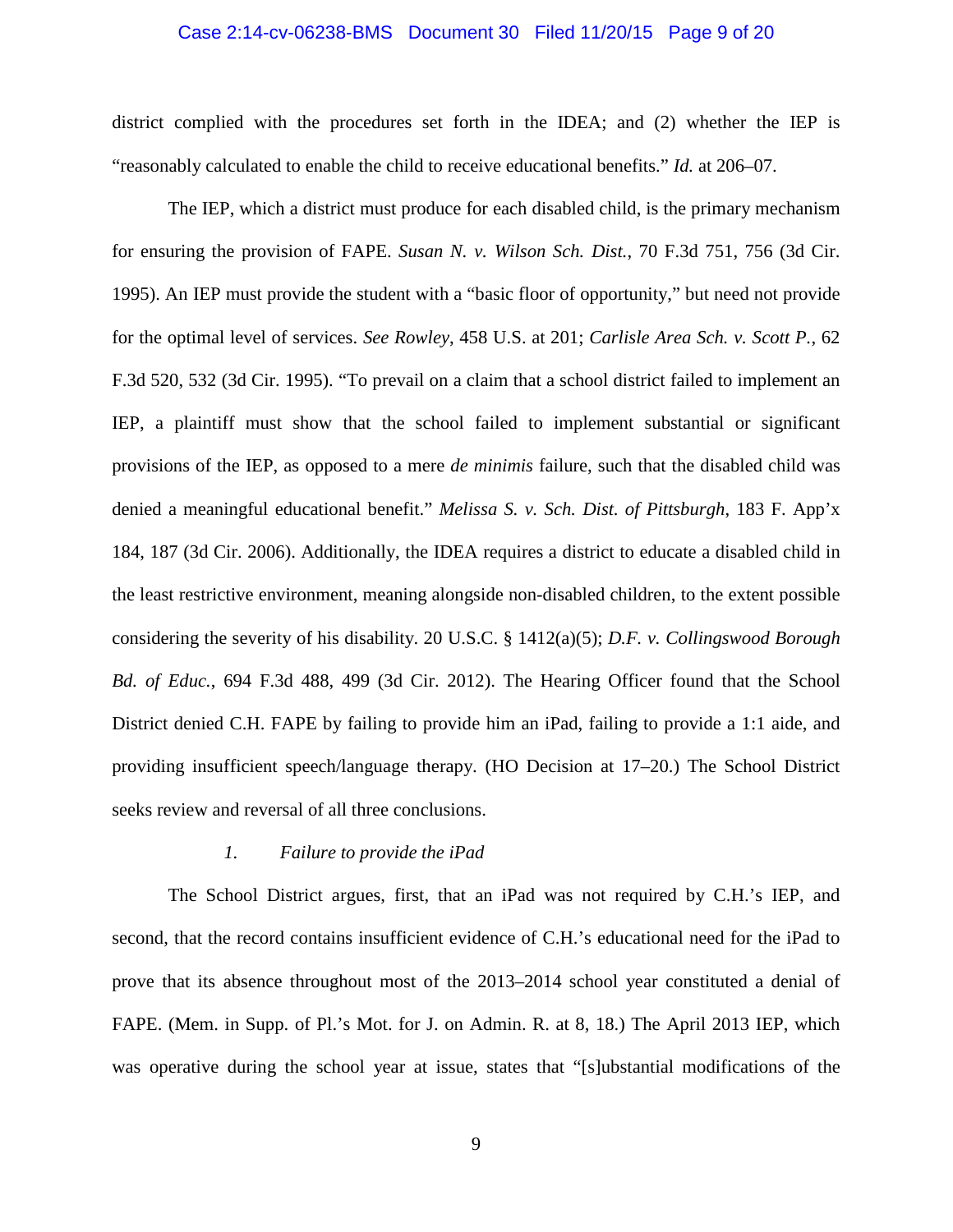district complied with the procedures set forth in the IDEA; and (2) whether the IEP is "reasonably calculated to enable the child to receive educational benefits." *Id.* at 206–07.

The IEP, which a district must produce for each disabled child, is the primary mechanism for ensuring the provision of FAPE. *Susan N. v. Wilson Sch. Dist.*, 70 F.3d 751, 756 (3d Cir. 1995). An IEP must provide the student with a "basic floor of opportunity," but need not provide for the optimal level of services. *See Rowley*, 458 U.S. at 201; *Carlisle Area Sch. v. Scott P.*, 62 F.3d 520, 532 (3d Cir. 1995). "To prevail on a claim that a school district failed to implement an IEP, a plaintiff must show that the school failed to implement substantial or significant provisions of the IEP, as opposed to a mere *de minimis* failure, such that the disabled child was denied a meaningful educational benefit." *Melissa S. v. Sch. Dist. of Pittsburgh*, 183 F. App'x 184, 187 (3d Cir. 2006). Additionally, the IDEA requires a district to educate a disabled child in the least restrictive environment, meaning alongside non-disabled children, to the extent possible considering the severity of his disability. 20 U.S.C. § 1412(a)(5); *D.F. v. Collingswood Borough Bd. of Educ.*, 694 F.3d 488, 499 (3d Cir. 2012). The Hearing Officer found that the School District denied C.H. FAPE by failing to provide him an iPad, failing to provide a 1:1 aide, and providing insufficient speech/language therapy. (HO Decision at 17–20.) The School District seeks review and reversal of all three conclusions.

*1. Failure to provide the iPad*

The School District argues, first, that an iPad was not required by C.H.'s IEP, and second, that the record contains insufficient evidence of C.H.'s educational need for the iPad to prove that its absence throughout most of the 2013–2014 school year constituted a denial of FAPE. (Mem. in Supp. of Pl.'s Mot. for J. on Admin. R. at 8, 18.) The April 2013 IEP, which was operative during the school year at issue, states that "[s]ubstantial modifications of the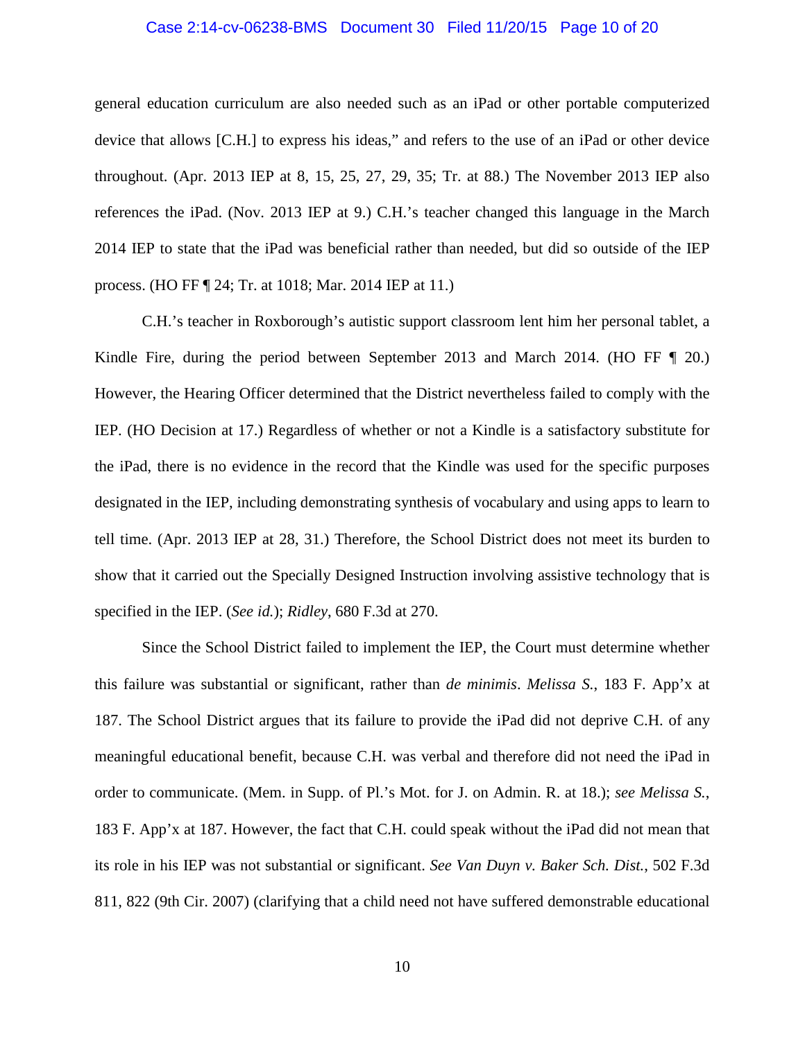general education curriculum are also needed such as an iPad or other portable computerized device that allows [C.H.] to express his ideas," and refers to the use of an iPad or other device throughout. (Apr. 2013 IEP at 8, 15, 25, 27, 29, 35; Tr. at 88.) The November 2013 IEP also references the iPad. (Nov. 2013 IEP at 9.) C.H.'s teacher changed this language in the March 2014 IEP to state that the iPad was beneficial rather than needed, but did so outside of the IEP process. (HO FF ¶ 24; Tr. at 1018; Mar. 2014 IEP at 11.)

C.H.'s teacher in Roxborough's autistic support classroom lent him her personal tablet, a Kindle Fire, during the period between September 2013 and March 2014. (HO FF ¶ 20.) However, the Hearing Officer determined that the District nevertheless failed to comply with the IEP. (HO Decision at 17.) Regardless of whether or not a Kindle is a satisfactory substitute for the iPad, there is no evidence in the record that the Kindle was used for the specific purposes designated in the IEP, including demonstrating synthesis of vocabulary and using apps to learn to tell time. (Apr. 2013 IEP at 28, 31.) Therefore, the School District does not meet its burden to show that it carried out the Specially Designed Instruction involving assistive technology that is specified in the IEP. (*See id.*); *Ridley*, 680 F.3d at 270.

Since the School District failed to implement the IEP, the Court must determine whether this failure was substantial or significant, rather than *de minimis*. *Melissa S.*, 183 F. App'x at 187. The School District argues that its failure to provide the iPad did not deprive C.H. of any meaningful educational benefit, because C.H. was verbal and therefore did not need the iPad in order to communicate. (Mem. in Supp. of Pl.'s Mot. for J. on Admin. R. at 18.); *see Melissa S.*, 183 F. App'x at 187. However, the fact that C.H. could speak without the iPad did not mean that its role in his IEP was not substantial or significant. *See Van Duyn v. Baker Sch. Dist.*, 502 F.3d 811, 822 (9th Cir. 2007) (clarifying that a child need not have suffered demonstrable educational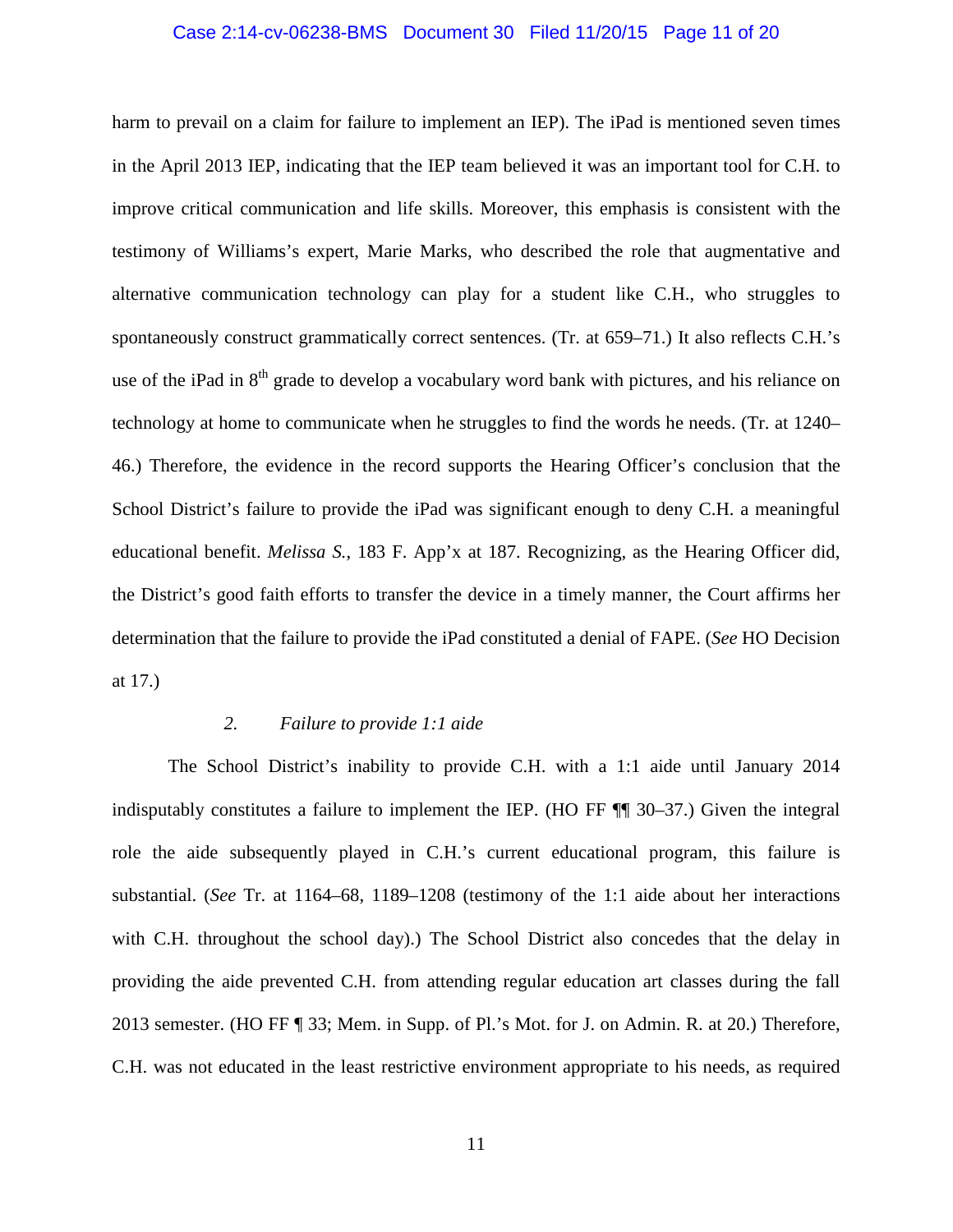harm to prevail on a claim for failure to implement an IEP). The iPad is mentioned seven times in the April 2013 IEP, indicating that the IEP team believed it was an important tool for C.H. to improve critical communication and life skills. Moreover, this emphasis is consistent with the testimony of Williams's expert, Marie Marks, who described the role that augmentative and alternative communication technology can play for a student like C.H., who struggles to spontaneously construct grammatically correct sentences. (Tr. at 659–71.) It also reflects C.H.'s use of the iPad in 8th grade to develop a vocabulary word bank with pictures, and his reliance on technology at home to communicate when he struggles to find the words he needs. (Tr. at 1240–46.) Therefore, the evidence in the record supports the Hearing Officer's conclusion that the School District's failure to provide the iPad was significant enough to deny C.H. a meaningful educational benefit. *Melissa S.*, 183 F. App'x at 187. Recognizing, as the Hearing Officer did, the District's good faith efforts to transfer the device in a timely manner, the Court affirms her determination that the failure to provide the iPad constituted a denial of FAPE. (*See* HO Decision at 17.)

*2. Failure to provide 1:1 aide*

The School District's inability to provide C.H. with a 1:1 aide until January 2014 indisputably constitutes a failure to implement the IEP. (HO FF ¶¶ 30–37.) Given the integral role the aide subsequently played in C.H.'s current educational program, this failure is substantial. (*See* Tr. at 1164–68, 1189–1208 (testimony of the 1:1 aide about her interactions with C.H. throughout the school day).) The School District also concedes that the delay in providing the aide prevented C.H. from attending regular education art classes during the fall 2013 semester. (HO FF ¶ 33; Mem. in Supp. of Pl.'s Mot. for J. on Admin. R. at 20.) Therefore, C.H. was not educated in the least restrictive environment appropriate to his needs, as required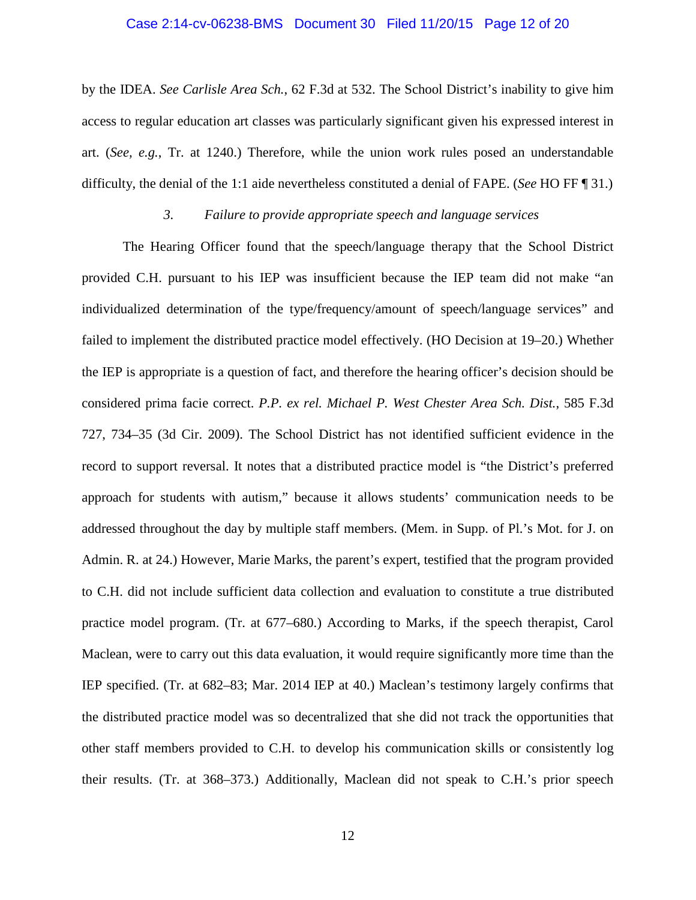by the IDEA. *See Carlisle Area Sch.*, 62 F.3d at 532. The School District's inability to give him access to regular education art classes was particularly significant given his expressed interest in art. (*See, e.g.*, Tr. at 1240.) Therefore, while the union work rules posed an understandable difficulty, the denial of the 1:1 aide nevertheless constituted a denial of FAPE. (*See* HO FF ¶ 31.)

*3. Failure to provide appropriate speech and language services*

The Hearing Officer found that the speech/language therapy that the School District provided C.H. pursuant to his IEP was insufficient because the IEP team did not make "an individualized determination of the type/frequency/amount of speech/language services" and failed to implement the distributed practice model effectively. (HO Decision at 19–20.) Whether the IEP is appropriate is a question of fact, and therefore the hearing officer's decision should be considered prima facie correct. *P.P. ex rel. Michael P. West Chester Area Sch. Dist.*, 585 F.3d 727, 734–35 (3d Cir. 2009). The School District has not identified sufficient evidence in the record to support reversal. It notes that a distributed practice model is "the District's preferred approach for students with autism," because it allows students' communication needs to be addressed throughout the day by multiple staff members. (Mem. in Supp. of Pl.'s Mot. for J. on Admin. R. at 24.) However, Marie Marks, the parent's expert, testified that the program provided to C.H. did not include sufficient data collection and evaluation to constitute a true distributed practice model program. (Tr. at 677–680.) According to Marks, if the speech therapist, Carol Maclean, were to carry out this data evaluation, it would require significantly more time than the IEP specified. (Tr. at 682–83; Mar. 2014 IEP at 40.) Maclean's testimony largely confirms that the distributed practice model was so decentralized that she did not track the opportunities that other staff members provided to C.H. to develop his communication skills or consistently log their results. (Tr. at 368–373.) Additionally, Maclean did not speak to C.H.'s prior speech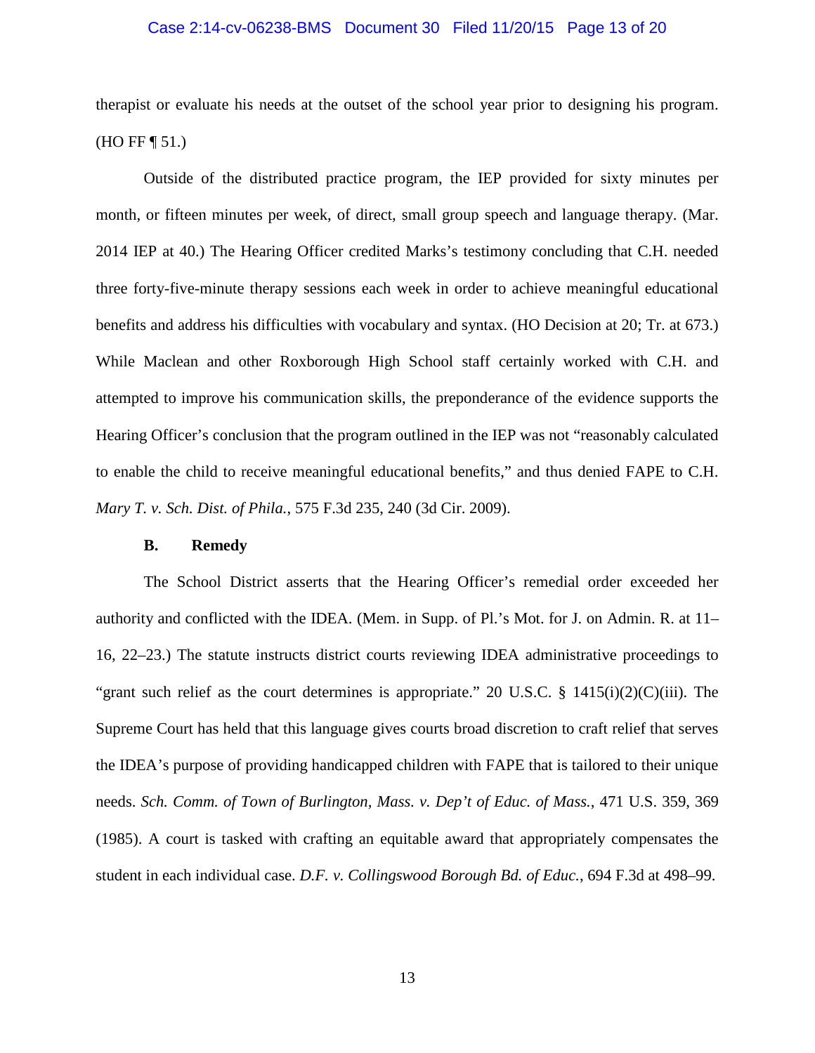therapist or evaluate his needs at the outset of the school year prior to designing his program. (HO FF ¶ 51.)

Outside of the distributed practice program, the IEP provided for sixty minutes per month, or fifteen minutes per week, of direct, small group speech and language therapy. (Mar. 2014 IEP at 40.) The Hearing Officer credited Marks's testimony concluding that C.H. needed three forty-five-minute therapy sessions each week in order to achieve meaningful educational benefits and address his difficulties with vocabulary and syntax. (HO Decision at 20; Tr. at 673.) While Maclean and other Roxborough High School staff certainly worked with C.H. and attempted to improve his communication skills, the preponderance of the evidence supports the Hearing Officer's conclusion that the program outlined in the IEP was not "reasonably calculated to enable the child to receive meaningful educational benefits," and thus denied FAPE to C.H. *Mary T. v. Sch. Dist. of Phila.*, 575 F.3d 235, 240 (3d Cir. 2009).

### B. Remedy

The School District asserts that the Hearing Officer's remedial order exceeded her authority and conflicted with the IDEA. (Mem. in Supp. of Pl.'s Mot. for J. on Admin. R. at 11–16, 22–23.) The statute instructs district courts reviewing IDEA administrative proceedings to "grant such relief as the court determines is appropriate." 20 U.S.C. § 1415(i)(2)(C)(iii). The Supreme Court has held that this language gives courts broad discretion to craft relief that serves the IDEA's purpose of providing handicapped children with FAPE that is tailored to their unique needs. *Sch. Comm. of Town of Burlington, Mass. v. Dep't of Educ. of Mass.*, 471 U.S. 359, 369 (1985). A court is tasked with crafting an equitable award that appropriately compensates the student in each individual case. *D.F. v. Collingswood Borough Bd. of Educ.*, 694 F.3d at 498–99.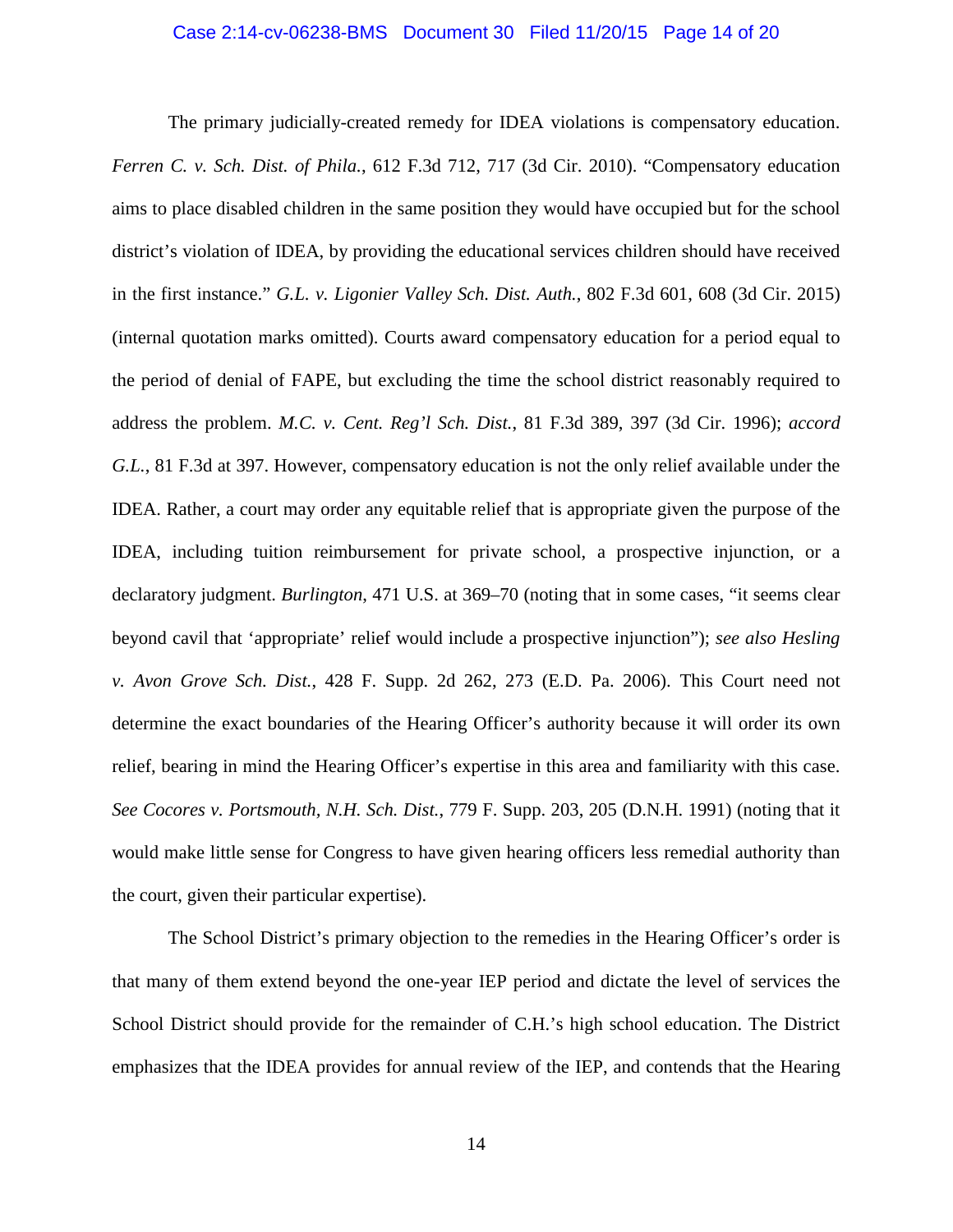The primary judicially-created remedy for IDEA violations is compensatory education. *Ferren C. v. Sch. Dist. of Phila.*, 612 F.3d 712, 717 (3d Cir. 2010). "Compensatory education aims to place disabled children in the same position they would have occupied but for the school district's violation of IDEA, by providing the educational services children should have received in the first instance." *G.L. v. Ligonier Valley Sch. Dist. Auth.*, 802 F.3d 601, 608 (3d Cir. 2015) (internal quotation marks omitted). Courts award compensatory education for a period equal to the period of denial of FAPE, but excluding the time the school district reasonably required to address the problem. *M.C. v. Cent. Reg'l Sch. Dist.*, 81 F.3d 389, 397 (3d Cir. 1996); *accord G.L.*, 81 F.3d at 397. However, compensatory education is not the only relief available under the IDEA. Rather, a court may order any equitable relief that is appropriate given the purpose of the IDEA, including tuition reimbursement for private school, a prospective injunction, or a declaratory judgment. *Burlington*, 471 U.S. at 369–70 (noting that in some cases, "it seems clear beyond cavil that 'appropriate' relief would include a prospective injunction"); *see also Hesling v. Avon Grove Sch. Dist.*, 428 F. Supp. 2d 262, 273 (E.D. Pa. 2006). This Court need not determine the exact boundaries of the Hearing Officer's authority because it will order its own relief, bearing in mind the Hearing Officer's expertise in this area and familiarity with this case. *See Cocores v. Portsmouth, N.H. Sch. Dist.*, 779 F. Supp. 203, 205 (D.N.H. 1991) (noting that it would make little sense for Congress to have given hearing officers less remedial authority than the court, given their particular expertise).

The School District's primary objection to the remedies in the Hearing Officer's order is that many of them extend beyond the one-year IEP period and dictate the level of services the School District should provide for the remainder of C.H.'s high school education. The District emphasizes that the IDEA provides for annual review of the IEP, and contends that the Hearing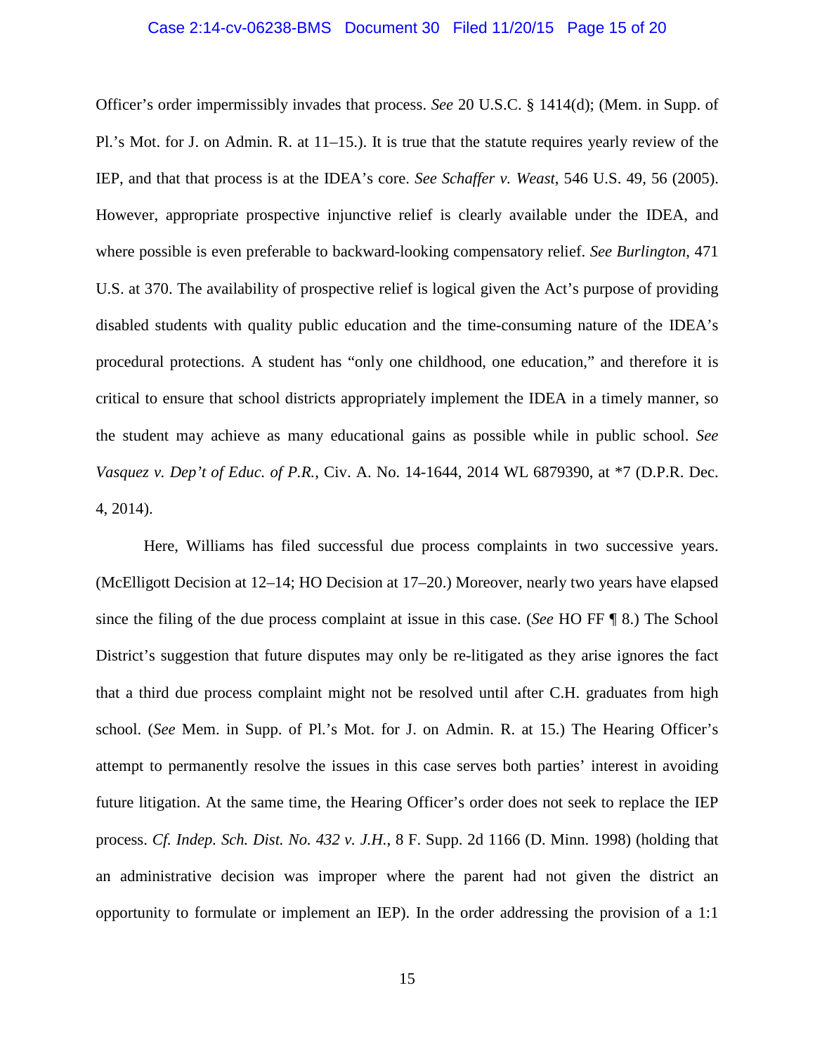Officer's order impermissibly invades that process. *See* 20 U.S.C. § 1414(d); (Mem. in Supp. of Pl.'s Mot. for J. on Admin. R. at 11–15.). It is true that the statute requires yearly review of the IEP, and that that process is at the IDEA's core. *See Schaffer v. Weast*, 546 U.S. 49, 56 (2005). However, appropriate prospective injunctive relief is clearly available under the IDEA, and where possible is even preferable to backward-looking compensatory relief. *See Burlington*, 471 U.S. at 370. The availability of prospective relief is logical given the Act's purpose of providing disabled students with quality public education and the time-consuming nature of the IDEA's procedural protections. A student has "only one childhood, one education," and therefore it is critical to ensure that school districts appropriately implement the IDEA in a timely manner, so the student may achieve as many educational gains as possible while in public school. *See Vasquez v. Dep't of Educ. of P.R.*, Civ. A. No. 14-1644, 2014 WL 6879390, at *7 (D.P.R. Dec. 4, 2014).

Here, Williams has filed successful due process complaints in two successive years. (McElligott Decision at 12–14; HO Decision at 17–20.) Moreover, nearly two years have elapsed since the filing of the due process complaint at issue in this case. (*See* HO FF ¶ 8.) The School District's suggestion that future disputes may only be re-litigated as they arise ignores the fact that a third due process complaint might not be resolved until after C.H. graduates from high school. (*See* Mem. in Supp. of Pl.'s Mot. for J. on Admin. R. at 15.) The Hearing Officer's attempt to permanently resolve the issues in this case serves both parties' interest in avoiding future litigation. At the same time, the Hearing Officer's order does not seek to replace the IEP process. *Cf. Indep. Sch. Dist. No. 432 v. J.H.*, 8 F. Supp. 2d 1166 (D. Minn. 1998) (holding that an administrative decision was improper where the parent had not given the district an opportunity to formulate or implement an IEP). In the order addressing the provision of a 1:1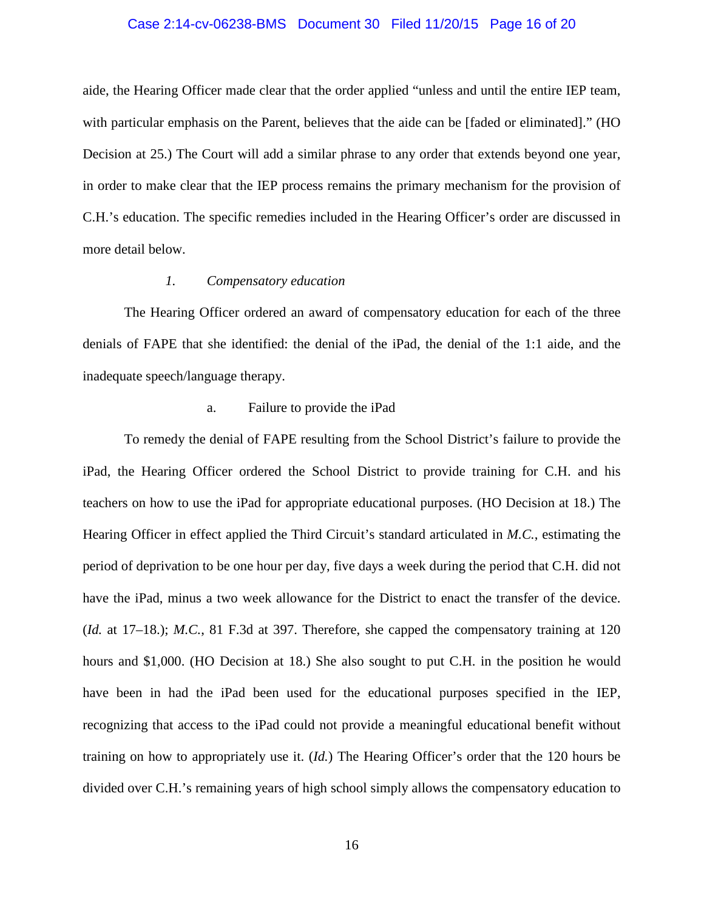aide, the Hearing Officer made clear that the order applied "unless and until the entire IEP team, with particular emphasis on the Parent, believes that the aide can be [faded or eliminated]." (HO Decision at 25.) The Court will add a similar phrase to any order that extends beyond one year, in order to make clear that the IEP process remains the primary mechanism for the provision of C.H.'s education. The specific remedies included in the Hearing Officer's order are discussed in more detail below.

*1. Compensatory education*

The Hearing Officer ordered an award of compensatory education for each of the three denials of FAPE that she identified: the denial of the iPad, the denial of the 1:1 aide, and the inadequate speech/language therapy.

a. Failure to provide the iPad

To remedy the denial of FAPE resulting from the School District's failure to provide the iPad, the Hearing Officer ordered the School District to provide training for C.H. and his teachers on how to use the iPad for appropriate educational purposes. (HO Decision at 18.) The Hearing Officer in effect applied the Third Circuit's standard articulated in *M.C.*, estimating the period of deprivation to be one hour per day, five days a week during the period that C.H. did not have the iPad, minus a two week allowance for the District to enact the transfer of the device. (*Id.* at 17–18.); *M.C.*, 81 F.3d at 397. Therefore, she capped the compensatory training at 120 hours and $1,000. (HO Decision at 18.) She also sought to put C.H. in the position he would have been in had the iPad been used for the educational purposes specified in the IEP, recognizing that access to the iPad could not provide a meaningful educational benefit without training on how to appropriately use it. (*Id.*) The Hearing Officer's order that the 120 hours be divided over C.H.'s remaining years of high school simply allows the compensatory education to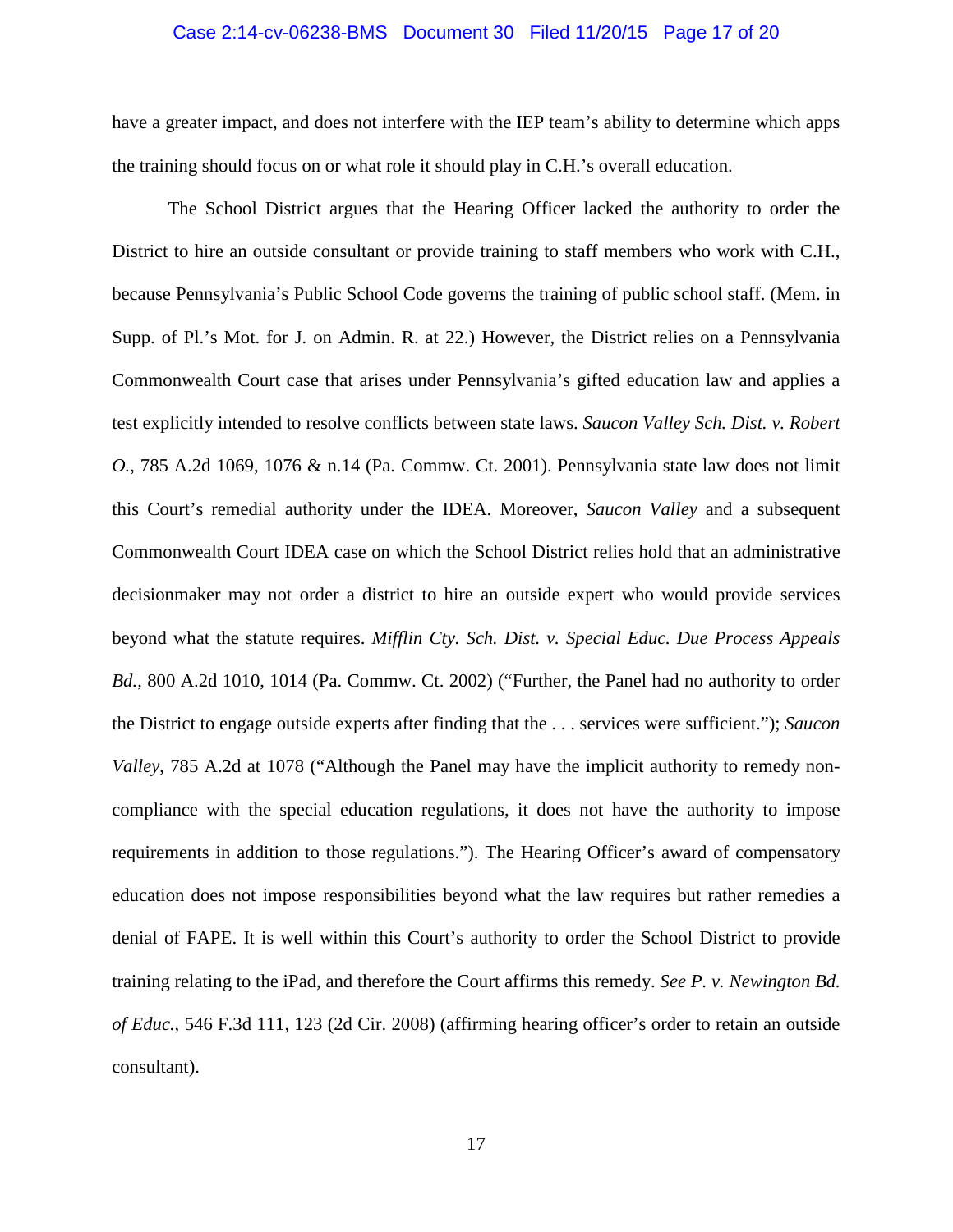have a greater impact, and does not interfere with the IEP team's ability to determine which apps the training should focus on or what role it should play in C.H.'s overall education.

The School District argues that the Hearing Officer lacked the authority to order the District to hire an outside consultant or provide training to staff members who work with C.H., because Pennsylvania's Public School Code governs the training of public school staff. (Mem. in Supp. of Pl.'s Mot. for J. on Admin. R. at 22.) However, the District relies on a Pennsylvania Commonwealth Court case that arises under Pennsylvania's gifted education law and applies a test explicitly intended to resolve conflicts between state laws. *Saucon Valley Sch. Dist. v. Robert O.*, 785 A.2d 1069, 1076 & n.14 (Pa. Commw. Ct. 2001). Pennsylvania state law does not limit this Court's remedial authority under the IDEA. Moreover, *Saucon Valley* and a subsequent Commonwealth Court IDEA case on which the School District relies hold that an administrative decisionmaker may not order a district to hire an outside expert who would provide services beyond what the statute requires. *Mifflin Cty. Sch. Dist. v. Special Educ. Due Process Appeals Bd.*, 800 A.2d 1010, 1014 (Pa. Commw. Ct. 2002) ("Further, the Panel had no authority to order the District to engage outside experts after finding that the . . . services were sufficient."); *Saucon Valley*, 785 A.2d at 1078 ("Although the Panel may have the implicit authority to remedy non-compliance with the special education regulations, it does not have the authority to impose requirements in addition to those regulations."). The Hearing Officer's award of compensatory education does not impose responsibilities beyond what the law requires but rather remedies a denial of FAPE. It is well within this Court's authority to order the School District to provide training relating to the iPad, and therefore the Court affirms this remedy. *See P. v. Newington Bd. of Educ.*, 546 F.3d 111, 123 (2d Cir. 2008) (affirming hearing officer's order to retain an outside consultant).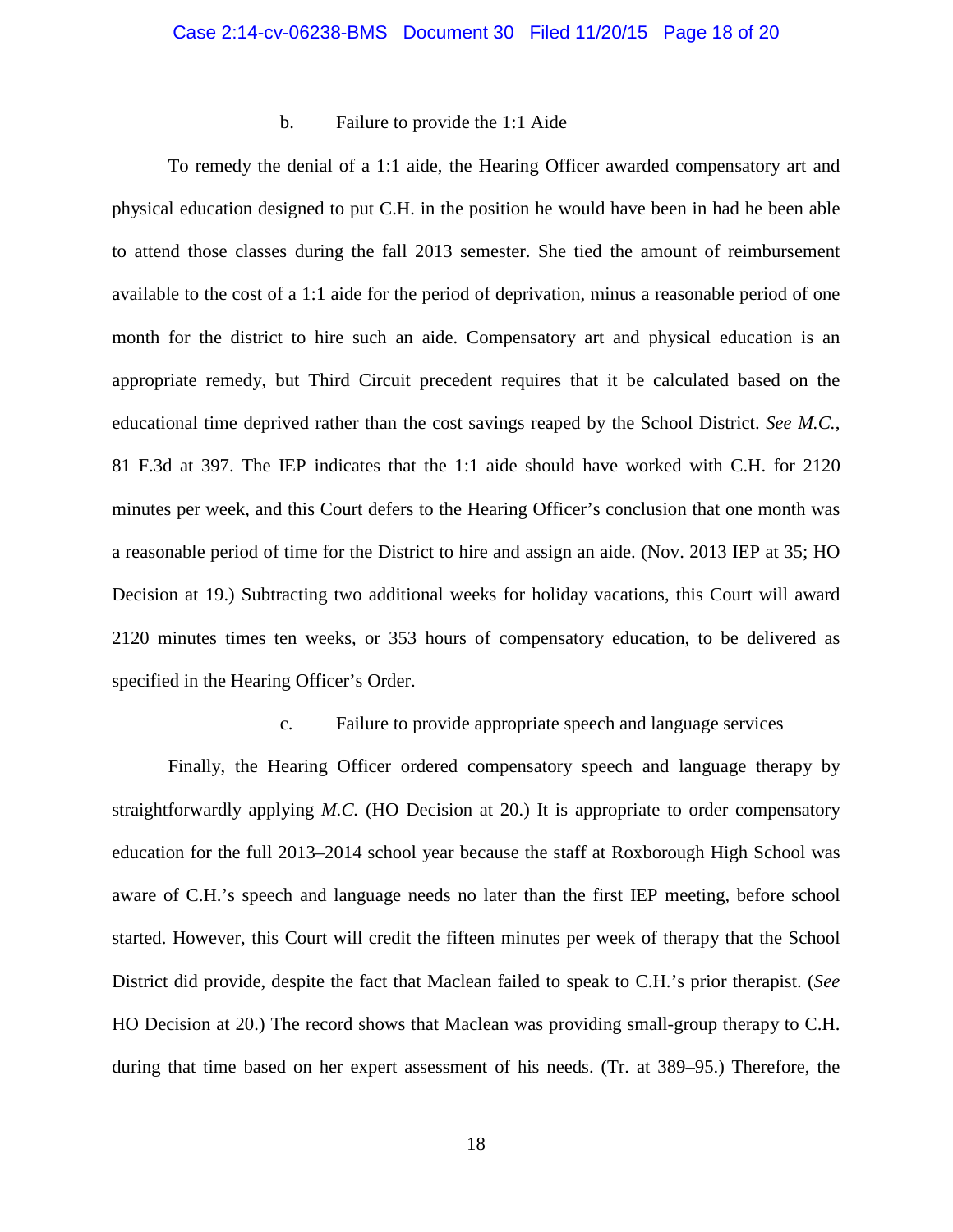b. Failure to provide the 1:1 Aide

To remedy the denial of a 1:1 aide, the Hearing Officer awarded compensatory art and physical education designed to put C.H. in the position he would have been in had he been able to attend those classes during the fall 2013 semester. She tied the amount of reimbursement available to the cost of a 1:1 aide for the period of deprivation, minus a reasonable period of one month for the district to hire such an aide. Compensatory art and physical education is an appropriate remedy, but Third Circuit precedent requires that it be calculated based on the educational time deprived rather than the cost savings reaped by the School District. *See M.C.*, 81 F.3d at 397. The IEP indicates that the 1:1 aide should have worked with C.H. for 2120 minutes per week, and this Court defers to the Hearing Officer's conclusion that one month was a reasonable period of time for the District to hire and assign an aide. (Nov. 2013 IEP at 35; HO Decision at 19.) Subtracting two additional weeks for holiday vacations, this Court will award 2120 minutes times ten weeks, or 353 hours of compensatory education, to be delivered as specified in the Hearing Officer's Order.

c. Failure to provide appropriate speech and language services

Finally, the Hearing Officer ordered compensatory speech and language therapy by straightforwardly applying *M.C.* (HO Decision at 20.) It is appropriate to order compensatory education for the full 2013–2014 school year because the staff at Roxborough High School was aware of C.H.'s speech and language needs no later than the first IEP meeting, before school started. However, this Court will credit the fifteen minutes per week of therapy that the School District did provide, despite the fact that Maclean failed to speak to C.H.'s prior therapist. (*See* HO Decision at 20.) The record shows that Maclean was providing small-group therapy to C.H. during that time based on her expert assessment of his needs. (Tr. at 389–95.) Therefore, the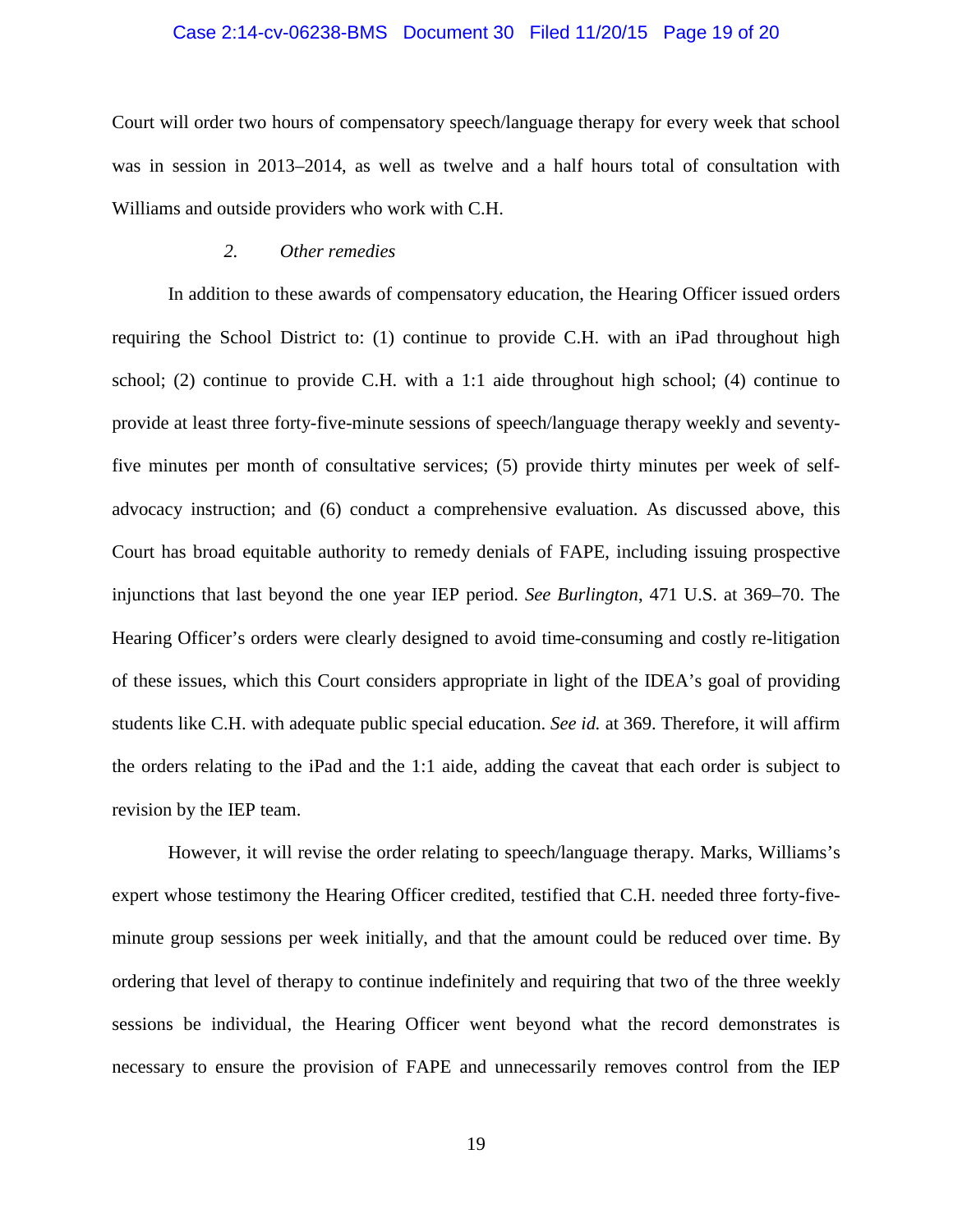Court will order two hours of compensatory speech/language therapy for every week that school was in session in 2013–2014, as well as twelve and a half hours total of consultation with Williams and outside providers who work with C.H.

### *2. Other remedies*

In addition to these awards of compensatory education, the Hearing Officer issued orders requiring the School District to: (1) continue to provide C.H. with an iPad throughout high school; (2) continue to provide C.H. with a 1:1 aide throughout high school; (4) continue to provide at least three forty-five-minute sessions of speech/language therapy weekly and seventy-five minutes per month of consultative services; (5) provide thirty minutes per week of self-advocacy instruction; and (6) conduct a comprehensive evaluation. As discussed above, this Court has broad equitable authority to remedy denials of FAPE, including issuing prospective injunctions that last beyond the one year IEP period. *See Burlington*, 471 U.S. at 369–70. The Hearing Officer's orders were clearly designed to avoid time-consuming and costly re-litigation of these issues, which this Court considers appropriate in light of the IDEA's goal of providing students like C.H. with adequate public special education. *See id.* at 369. Therefore, it will affirm the orders relating to the iPad and the 1:1 aide, adding the caveat that each order is subject to revision by the IEP team.

However, it will revise the order relating to speech/language therapy. Marks, Williams's expert whose testimony the Hearing Officer credited, testified that C.H. needed three forty-five-minute group sessions per week initially, and that the amount could be reduced over time. By ordering that level of therapy to continue indefinitely and requiring that two of the three weekly sessions be individual, the Hearing Officer went beyond what the record demonstrates is necessary to ensure the provision of FAPE and unnecessarily removes control from the IEP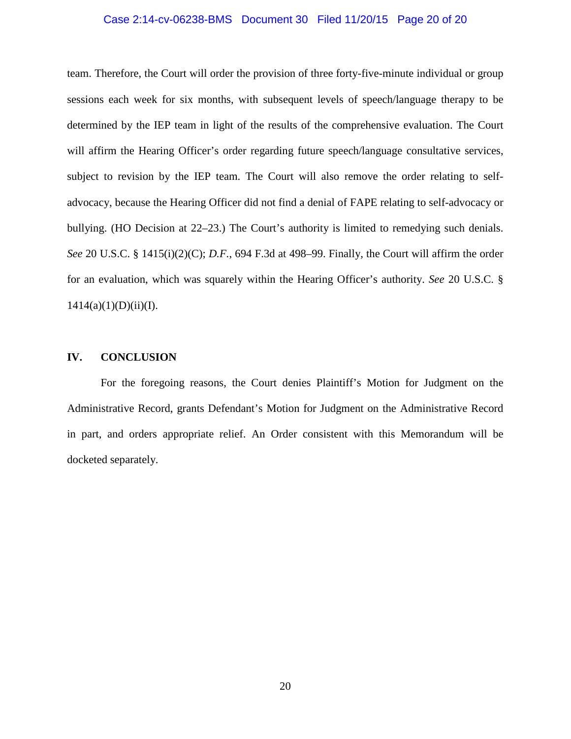team. Therefore, the Court will order the provision of three forty-five-minute individual or group sessions each week for six months, with subsequent levels of speech/language therapy to be determined by the IEP team in light of the results of the comprehensive evaluation. The Court will affirm the Hearing Officer's order regarding future speech/language consultative services, subject to revision by the IEP team. The Court will also remove the order relating to self-advocacy, because the Hearing Officer did not find a denial of FAPE relating to self-advocacy or bullying. (HO Decision at 22–23.) The Court's authority is limited to remedying such denials. *See* 20 U.S.C. § 1415(i)(2)(C); *D.F.*, 694 F.3d at 498–99. Finally, the Court will affirm the order for an evaluation, which was squarely within the Hearing Officer's authority. *See* 20 U.S.C. § 1414(a)(1)(D)(ii)(I).

## IV. CONCLUSION

For the foregoing reasons, the Court denies Plaintiff's Motion for Judgment on the Administrative Record, grants Defendant's Motion for Judgment on the Administrative Record in part, and orders appropriate relief. An Order consistent with this Memorandum will be docketed separately.